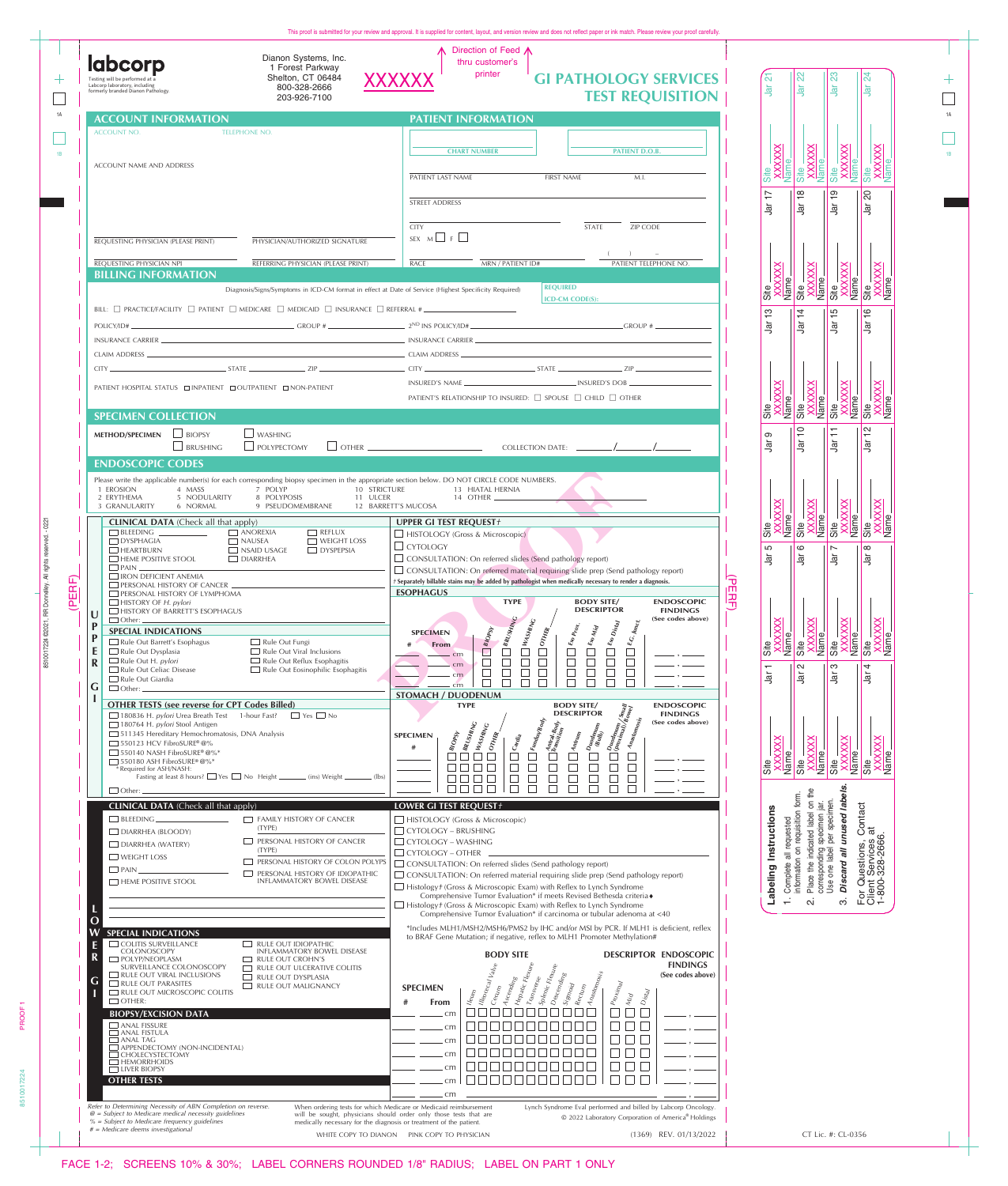This proof is submitted for your review and approval. It is supplied for content, layout, and version review and does not reflect paper or ink match. Please review your proof carefully.

**labcorp**

Testing will be performed at a Labcorp laboratory, including formerly branded Dianon Pathology.

Dianon Systems, Inc.
1 Forest Parkway
Shelton, CT 06484
800-328-2666
203-926-7100

XXXXXX

Direction of Feed thru customer's printer

# GI PATHOLOGY SERVICES TEST REQUISITION

## ACCOUNT INFORMATION

ACCOUNT NO. TELEPHONE NO.

ACCOUNT NAME AND ADDRESS

REQUESTING PHYSICIAN (PLEASE PRINT) PHYSICIAN/AUTHORIZED SIGNATURE

REQUESTING PHYSICIAN NPI REFERRING PHYSICIAN (PLEASE PRINT)

## PATIENT INFORMATION

CHART NUMBER PATIENT D.O.B.

PATIENT LAST NAME FIRST NAME M.I.

STREET ADDRESS

CITY STATE ZIP CODE

SEX M ☐ F ☐

( ) –

RACE MRN / PATIENT ID# PATIENT TELEPHONE NO.

## BILLING INFORMATION

Diagnosis/Signs/Symptoms in ICD-CM format in effect at Date of Service (Highest Specificity Required) REQUIRED ICD-CM CODE(S):

BILL: ☐ PRACTICE/FACILITY ☐ PATIENT ☐ MEDICARE ☐ MEDICAID ☐ INSURANCE ☐ REFERRAL # ____

POLICY/ID# ____ GROUP # ____ 2ND INS POLICY/ID# ____ GROUP # ____

INSURANCE CARRIER ____ INSURANCE CARRIER ____

CLAIM ADDRESS ____ CLAIM ADDRESS ____

CITY ____ STATE ____ ZIP ____ CITY ____ STATE ____ ZIP ____

PATIENT HOSPITAL STATUS ☐ INPATIENT ☐ OUTPATIENT ☐ NON-PATIENT

INSURED'S NAME ____ INSURED'S DOB ____

PATIENT'S RELATIONSHIP TO INSURED: ☐ SPOUSE ☐ CHILD ☐ OTHER

## SPECIMEN COLLECTION

METHOD/SPECIMEN ☐ BIOPSY ☐ WASHING ☐ BRUSHING ☐ POLYPECTOMY ☐ OTHER ____ COLLECTION DATE: ____/____/____

## ENDOSCOPIC CODES

Please write the applicable number(s) for each corresponding biopsy specimen in the appropriate section below. DO NOT CIRCLE CODE NUMBERS.

| | | | | |
|---|---|---|---|---|
| 1 EROSION | 4 MASS | 7 POLYP | 10 STRICTURE | 13 HIATAL HERNIA |
| 2 ERYTHEMA | 5 NODULARITY | 8 POLYPOSIS | 11 ULCER | 14 OTHER ____ |
| 3 GRANULARITY | 6 NORMAL | 9 PSEUDOMEMBRANE | 12 BARRETT'S MUCOSA | |

## UPPER GI

### CLINICAL DATA (Check all that apply)

- ☐ BLEEDING
- ☐ DYSPHAGIA
- ☐ HEARTBURN
- ☐ HEME POSITIVE STOOL
- ☐ PAIN ____
- ☐ IRON DEFICIENT ANEMIA
- ☐ PERSONAL HISTORY OF CANCER ____
- ☐ PERSONAL HISTORY OF LYMPHOMA
- ☐ HISTORY OF *H. pylori*
- ☐ HISTORY OF BARRETT'S ESOPHAGUS
- ☐ Other: ____
- ☐ ANOREXIA
- ☐ NAUSEA
- ☐ NSAID USAGE
- ☐ DIARRHEA
- ☐ REFLUX
- ☐ WEIGHT LOSS
- ☐ DYSPEPSIA

### SPECIAL INDICATIONS

- ☐ Rule Out Barrett's Esophagus
- ☐ Rule Out Dysplasia
- ☐ Rule Out *H. pylori*
- ☐ Rule Out Celiac Disease
- ☐ Rule Out Giardia
- ☐ Other: ____
- ☐ Rule Out Fungi
- ☐ Rule Out Viral Inclusions
- ☐ Rule Out Reflux Esophagitis
- ☐ Rule Out Eosinophilic Esophagitis

### OTHER TESTS (see reverse for CPT Codes Billed)

- ☐ 180836 *H. pylori* Urea Breath Test 1-hour Fast? ☐ Yes ☐ No
- ☐ 180764 *H. pylori* Stool Antigen
- ☐ 511345 Hereditary Hemochromatosis, DNA Analysis
- ☐ 550123 HCV FibroSURE® @%
- ☐ 550140 NASH FibroSURE® @%*
- ☐ 550180 ASH FibroSURE® @%*
  - \* Required for ASH/NASH: Fasting at least 8 hours? ☐ Yes ☐ No Height ____ (ins) Weight ____ (lbs)
- ☐ Other: ____

### UPPER GI TEST REQUEST†

- ☐ HISTOLOGY (Gross & Microscopic)
- ☐ CYTOLOGY
- ☐ CONSULTATION: On referred slides (Send pathology report)
- ☐ CONSULTATION: On referred material requiring slide prep (Send pathology report)

† Separately billable stains may be added by pathologist when medically necessary to render a diagnosis.

### ESOPHAGUS

| SPECIMEN # | From | TYPE: Biopsy | Brushing | Washing | Other | BODY SITE/DESCRIPTOR: Eso Prox. | Eso Mid | Eso Distal | E.G. Junct. | ENDOSCOPIC FINDINGS (See codes above) |
|---|---|---|---|---|---|---|---|---|---|---|
| ____ | ____ cm | ☐ | ☐ | ☐ | ☐ | ☐ | ☐ | ☐ | ☐ | ___ , ___ |
| ____ | ____ cm | ☐ | ☐ | ☐ | ☐ | ☐ | ☐ | ☐ | ☐ | ___ , ___ |
| ____ | ____ cm | ☐ | ☐ | ☐ | ☐ | ☐ | ☐ | ☐ | ☐ | ___ , ___ |
| ____ | ____ cm | ☐ | ☐ | ☐ | ☐ | ☐ | ☐ | ☐ | ☐ | ___ , ___ |

### STOMACH / DUODENUM

| SPECIMEN # | TYPE: Biopsy | Brushing | Washing | Other | BODY SITE/DESCRIPTOR: Cardia | Fundus/Body | Antral-Body Transition | Antrum | Duodenum (Bulb) | Duodenum (Small Intestine) | Anastomosis | ENDOSCOPIC FINDINGS (See codes above) |
|---|---|---|---|---|---|---|---|---|---|---|---|---|
| ____ | ☐ | ☐ | ☐ | ☐ | ☐ | ☐ | ☐ | ☐ | ☐ | ☐ | ☐ | ___ , ___ |
| ____ | ☐ | ☐ | ☐ | ☐ | ☐ | ☐ | ☐ | ☐ | ☐ | ☐ | ☐ | ___ , ___ |
| ____ | ☐ | ☐ | ☐ | ☐ | ☐ | ☐ | ☐ | ☐ | ☐ | ☐ | ☐ | ___ , ___ |

## LOWER GI

### CLINICAL DATA (Check all that apply)

- ☐ BLEEDING ____
- ☐ DIARRHEA (BLOODY)
- ☐ DIARRHEA (WATERY)
- ☐ WEIGHT LOSS
- ☐ PAIN ____
- ☐ HEME POSITIVE STOOL
- ☐ FAMILY HISTORY OF CANCER ____ (TYPE)
- ☐ PERSONAL HISTORY OF CANCER ____ (TYPE)
- ☐ PERSONAL HISTORY OF COLON POLYPS
- ☐ PERSONAL HISTORY OF IDIOPATHIC INFLAMMATORY BOWEL DISEASE

### SPECIAL INDICATIONS

- ☐ COLITIS SURVEILLANCE COLONOSCOPY
- ☐ POLYP/NEOPLASM SURVEILLANCE COLONOSCOPY
- ☐ RULE OUT VIRAL INCLUSIONS
- ☐ RULE OUT PARASITES
- ☐ RULE OUT MICROSCOPIC COLITIS
- ☐ OTHER: ____
- ☐ RULE OUT IDIOPATHIC INFLAMMATORY BOWEL DISEASE
- ☐ RULE OUT CROHN'S
- ☐ RULE OUT ULCERATIVE COLITIS
- ☐ RULE OUT DYSPLASIA
- ☐ RULE OUT MALIGNANCY

### BIOPSY/EXCISION DATA

- ☐ ANAL FISSURE
- ☐ ANAL FISTULA
- ☐ ANAL TAG
- ☐ APPENDECTOMY (NON-INCIDENTAL)
- ☐ CHOLECYSTECTOMY
- ☐ HEMORRHOIDS
- ☐ LIVER BIOPSY

### OTHER TESTS

### LOWER GI TEST REQUEST†

- ☐ HISTOLOGY (Gross & Microscopic)
- ☐ CYTOLOGY – BRUSHING
- ☐ CYTOLOGY – WASHING
- ☐ CYTOLOGY – OTHER ____
- ☐ CONSULTATION: On referred slides (Send pathology report)
- ☐ CONSULTATION: On referred material requiring slide prep (Send pathology report)
- ☐ Histology† (Gross & Microscopic Exam) with Reflex to Lynch Syndrome Comprehensive Tumor Evaluation* if meets Revised Bethesda criteria♦
- ☐ Histology† (Gross & Microscopic Exam) with Reflex to Lynch Syndrome Comprehensive Tumor Evaluation* if carcinoma or tubular adenoma at <40

*Includes MLH1/MSH2/MSH6/PMS2 by IHC and/or MSI by PCR. If MLH1 is deficient, reflex to BRAF Gene Mutation; if negative, reflex to MLH1 Promoter Methylation#

| SPECIMEN # | From | BODY SITE: Ileum | Ileocecal Valve | Cecum | Ascending | Hepatic Flexure | Transverse | Splenic Flexure | Descending | Sigmoid | Rectum | Anastomosis | DESCRIPTOR: Proximal | Mid | Distal | ENDOSCOPIC FINDINGS (See codes above) |
|---|---|---|---|---|---|---|---|---|---|---|---|---|---|---|---|---|
| ____ | ____ cm | ☐ | ☐ | ☐ | ☐ | ☐ | ☐ | ☐ | ☐ | ☐ | ☐ | ☐ | ☐ | ☐ | ☐ | ___ , ___ |
| ____ | ____ cm | ☐ | ☐ | ☐ | ☐ | ☐ | ☐ | ☐ | ☐ | ☐ | ☐ | ☐ | ☐ | ☐ | ☐ | ___ , ___ |
| ____ | ____ cm | ☐ | ☐ | ☐ | ☐ | ☐ | ☐ | ☐ | ☐ | ☐ | ☐ | ☐ | ☐ | ☐ | ☐ | ___ , ___ |
| ____ | ____ cm | ☐ | ☐ | ☐ | ☐ | ☐ | ☐ | ☐ | ☐ | ☐ | ☐ | ☐ | ☐ | ☐ | ☐ | ___ , ___ |
| ____ | ____ cm | ☐ | ☐ | ☐ | ☐ | ☐ | ☐ | ☐ | ☐ | ☐ | ☐ | ☐ | ☐ | ☐ | ☐ | ___ , ___ |
| ____ | ____ cm | ☐ | ☐ | ☐ | ☐ | ☐ | ☐ | ☐ | ☐ | ☐ | ☐ | ☐ | ☐ | ☐ | ☐ | ___ , ___ |
| ____ | ____ cm | | | | | | | | | | | | | | | ___ , ___ |

Refer to Determining Necessity of ABN Completion on reverse.
@ = Subject to Medicare medical necessity guidelines
% = Subject to Medicare frequency guidelines
# = Medicare deems investigational

When ordering tests for which Medicare or Medicaid reimbursement will be sought, physicians should order only those tests that are medically necessary for the diagnosis or treatment of the patient.

Lynch Syndrome Eval performed and billed by Labcorp Oncology.
© 2022 Laboratory Corporation of America® Holdings

WHITE COPY TO DIANON PINK COPY TO PHYSICIAN (1369) REV. 01/13/2022

## Labeling Instructions

| | | | |
|---|---|---|---|
| Jar 1 Site XXXXXX Name | Jar 2 Site XXXXXX Name | Jar 3 Site XXXXXX Name | Jar 4 Site XXXXXX Name |
| Jar 5 Site XXXXXX Name | Jar 6 Site XXXXXX Name | Jar 7 Site XXXXXX Name | Jar 8 Site XXXXXX Name |
| Jar 9 Site XXXXXX Name | Jar 10 Site XXXXXX Name | Jar 11 Site XXXXXX Name | Jar 12 Site XXXXXX Name |
| Jar 13 Site XXXXXX Name | Jar 14 Site XXXXXX Name | Jar 15 Site XXXXXX Name | Jar 16 Site XXXXXX Name |
| Jar 17 Site XXXXXX Name | Jar 18 Site XXXXXX Name | Jar 19 Site XXXXXX Name | Jar 20 Site XXXXXX Name |
| Jar 21 Site XXXXXX Name | Jar 22 Site XXXXXX Name | Jar 23 Site XXXXXX Name | Jar 24 Site XXXXXX Name |

1. Complete all requested information on requisition form.
2. Place the indicated label on the corresponding specimen jar. Use one label per specimen.
3. ***Discard all unused labels.***

For Questions, Contact Client Services at 1-800-328-2666.

CT Lic. #: CL-0356

FACE 1-2; SCREENS 10% & 30%; LABEL CORNERS ROUNDED 1/8" RADIUS; LABEL ON PART 1 ONLY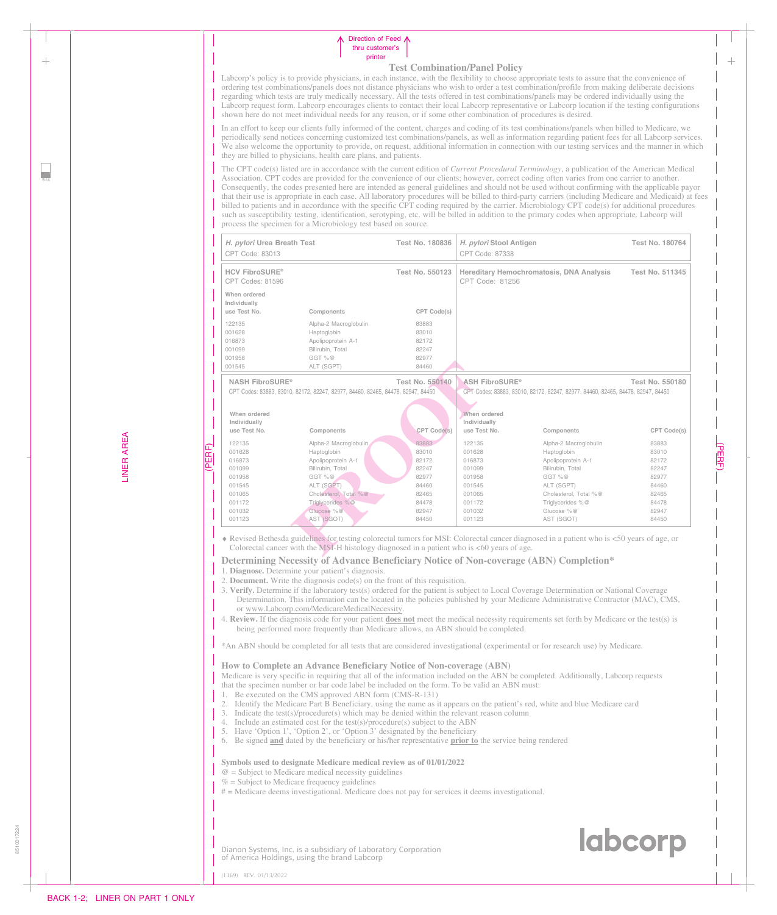## Test Combination/Panel Policy

Labcorp's policy is to provide physicians, in each instance, with the flexibility to choose appropriate tests to assure that the convenience of ordering test combinations/panels does not distance physicians who wish to order a test combination/profile from making deliberate decisions regarding which tests are truly medically necessary. All the tests offered in test combinations/panels may be ordered individually using the Labcorp request form. Labcorp encourages clients to contact their local Labcorp representative or Labcorp location if the testing configurations shown here do not meet individual needs for any reason, or if some other combination of procedures is desired.

In an effort to keep our clients fully informed of the content, charges and coding of its test combinations/panels when billed to Medicare, we periodically send notices concerning customized test combinations/panels, as well as information regarding patient fees for all Labcorp services. We also welcome the opportunity to provide, on request, additional information in connection with our testing services and the manner in which they are billed to physicians, health care plans, and patients.

The CPT code(s) listed are in accordance with the current edition of *Current Procedural Terminology*, a publication of the American Medical Association. CPT codes are provided for the convenience of our clients; however, correct coding often varies from one carrier to another. Consequently, the codes presented here are intended as general guidelines and should not be used without confirming with the applicable payor that their use is appropriate in each case. All laboratory procedures will be billed to third-party carriers (including Medicare and Medicaid) at fees billed to patients and in accordance with the specific CPT coding required by the carrier. Microbiology CPT code(s) for additional procedures such as susceptibility testing, identification, serotyping, etc. will be billed in addition to the primary codes when appropriate. Labcorp will process the specimen for a Microbiology test based on source.

**_H. pylori_ Urea Breath Test** — Test No. 180836
CPT Code: 83013

**_H. pylori_ Stool Antigen** — Test No. 180764
CPT Code: 87338

**HCV FibroSURE®** — Test No. 550123
CPT Codes: 81596

| When ordered Individually use Test No. | Components | CPT Code(s) |
|---|---|---|
| 122135 | Alpha-2 Macroglobulin | 83883 |
| 001628 | Haptoglobin | 83010 |
| 016873 | Apolipoprotein A-1 | 82172 |
| 001099 | Bilirubin, Total | 82247 |
| 001958 | GGT %@ | 82977 |
| 001545 | ALT (SGPT) | 84460 |

**Hereditary Hemochromatosis, DNA Analysis** — Test No. 511345
CPT Code: 81256

**NASH FibroSURE®** — Test No. 550140
CPT Codes: 83883, 83010, 82172, 82247, 82977, 84460, 82465, 84478, 82947, 84450

| When ordered Individually use Test No. | Components | CPT Code(s) |
|---|---|---|
| 122135 | Alpha-2 Macroglobulin | 83883 |
| 001628 | Haptoglobin | 83010 |
| 016873 | Apolipoprotein A-1 | 82172 |
| 001099 | Bilirubin, Total | 82247 |
| 001958 | GGT %@ | 82977 |
| 001545 | ALT (SGPT) | 84460 |
| 001065 | Cholesterol, Total %@ | 82465 |
| 001172 | Triglycerides %@ | 84478 |
| 001032 | Glucose %@ | 82947 |
| 001123 | AST (SGOT) | 84450 |

**ASH FibroSURE®** — Test No. 550180
CPT Codes: 83883, 83010, 82172, 82247, 82977, 84460, 82465, 84478, 82947, 84450

| When ordered Individually use Test No. | Components | CPT Code(s) |
|---|---|---|
| 122135 | Alpha-2 Macroglobulin | 83883 |
| 001628 | Haptoglobin | 83010 |
| 016873 | Apolipoprotein A-1 | 82172 |
| 001099 | Bilirubin, Total | 82247 |
| 001958 | GGT %@ | 82977 |
| 001545 | ALT (SGPT) | 84460 |
| 001065 | Cholesterol, Total %@ | 82465 |
| 001172 | Triglycerides %@ | 84478 |
| 001032 | Glucose %@ | 82947 |
| 001123 | AST (SGOT) | 84450 |

♦ Revised Bethesda guidelines for testing colorectal tumors for MSI: Colorectal cancer diagnosed in a patient who is <50 years of age, or Colorectal cancer with the MSI-H histology diagnosed in a patient who is <60 years of age.

## Determining Necessity of Advance Beneficiary Notice of Non-coverage (ABN) Completion*

1. **Diagnose.** Determine your patient's diagnosis.
2. **Document.** Write the diagnosis code(s) on the front of this requisition.
3. **Verify.** Determine if the laboratory test(s) ordered for the patient is subject to Local Coverage Determination or National Coverage Determination. This information can be located in the policies published by your Medicare Administrative Contractor (MAC), CMS, or www.Labcorp.com/MedicareMedicalNecessity.
4. **Review.** If the diagnosis code for your patient **does not** meet the medical necessity requirements set forth by Medicare or the test(s) is being performed more frequently than Medicare allows, an ABN should be completed.

*An ABN should be completed for all tests that are considered investigational (experimental or for research use) by Medicare.

### How to Complete an Advance Beneficiary Notice of Non-coverage (ABN)

Medicare is very specific in requiring that all of the information included on the ABN be completed. Additionally, Labcorp requests that the specimen number or bar code label be included on the form. To be valid an ABN must:

1. Be executed on the CMS approved ABN form (CMS-R-131)
2. Identify the Medicare Part B Beneficiary, using the name as it appears on the patient's red, white and blue Medicare card
3. Indicate the test(s)/procedure(s) which may be denied within the relevant reason column
4. Include an estimated cost for the test(s)/procedure(s) subject to the ABN
5. Have 'Option 1', 'Option 2', or 'Option 3' designated by the beneficiary
6. Be signed **and** dated by the beneficiary or his/her representative **prior to** the service being rendered

**Symbols used to designate Medicare medical review as of 01/01/2022**

@ = Subject to Medicare medical necessity guidelines
% = Subject to Medicare frequency guidelines
# = Medicare deems investigational. Medicare does not pay for services it deems investigational.

Dianon Systems, Inc. is a subsidiary of Laboratory Corporation of America Holdings, using the brand Labcorp

labcorp

(1369) REV. 01/13/2022